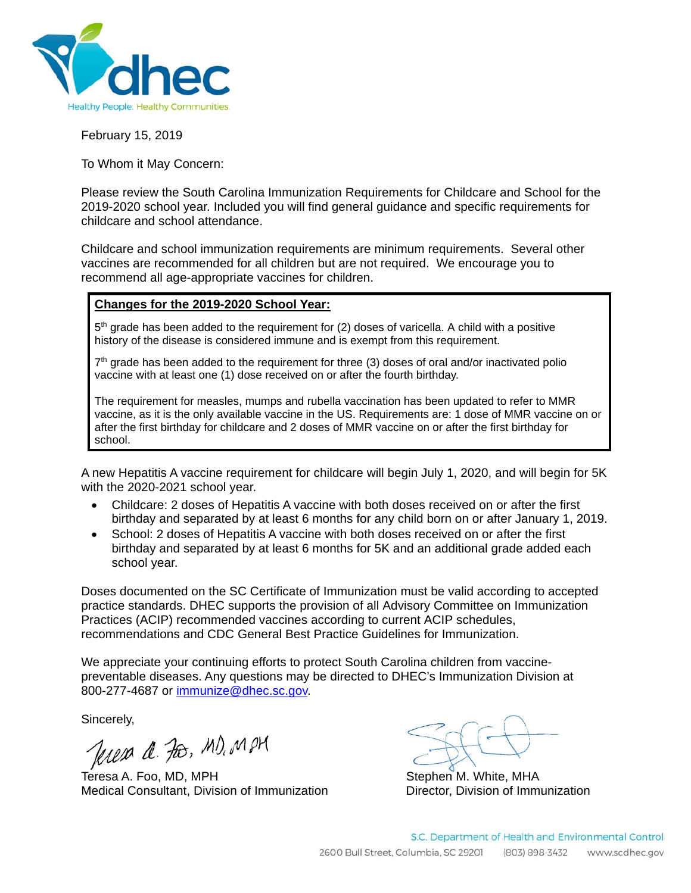dhec
Healthy People. Healthy Communities.

February 15, 2019

To Whom it May Concern:

Please review the South Carolina Immunization Requirements for Childcare and School for the 2019-2020 school year. Included you will find general guidance and specific requirements for childcare and school attendance.

Childcare and school immunization requirements are minimum requirements. Several other vaccines are recommended for all children but are not required. We encourage you to recommend all age-appropriate vaccines for children.

**Changes for the 2019-2020 School Year:**

5th grade has been added to the requirement for (2) doses of varicella. A child with a positive history of the disease is considered immune and is exempt from this requirement.

7th grade has been added to the requirement for three (3) doses of oral and/or inactivated polio vaccine with at least one (1) dose received on or after the fourth birthday.

The requirement for measles, mumps and rubella vaccination has been updated to refer to MMR vaccine, as it is the only available vaccine in the US. Requirements are: 1 dose of MMR vaccine on or after the first birthday for childcare and 2 doses of MMR vaccine on or after the first birthday for school.

A new Hepatitis A vaccine requirement for childcare will begin July 1, 2020, and will begin for 5K with the 2020-2021 school year.

- Childcare: 2 doses of Hepatitis A vaccine with both doses received on or after the first birthday and separated by at least 6 months for any child born on or after January 1, 2019.
- School: 2 doses of Hepatitis A vaccine with both doses received on or after the first birthday and separated by at least 6 months for 5K and an additional grade added each school year.

Doses documented on the SC Certificate of Immunization must be valid according to accepted practice standards. DHEC supports the provision of all Advisory Committee on Immunization Practices (ACIP) recommended vaccines according to current ACIP schedules, recommendations and CDC General Best Practice Guidelines for Immunization.

We appreciate your continuing efforts to protect South Carolina children from vaccine-preventable diseases. Any questions may be directed to DHEC's Immunization Division at 800-277-4687 or immunize@dhec.sc.gov.

Sincerely,

Teresa A. Foo, MD, MPH
Medical Consultant, Division of Immunization

Stephen M. White, MHA
Director, Division of Immunization

S.C. Department of Health and Environmental Control
2600 Bull Street, Columbia, SC 29201 (803) 898-3432 www.scdhec.gov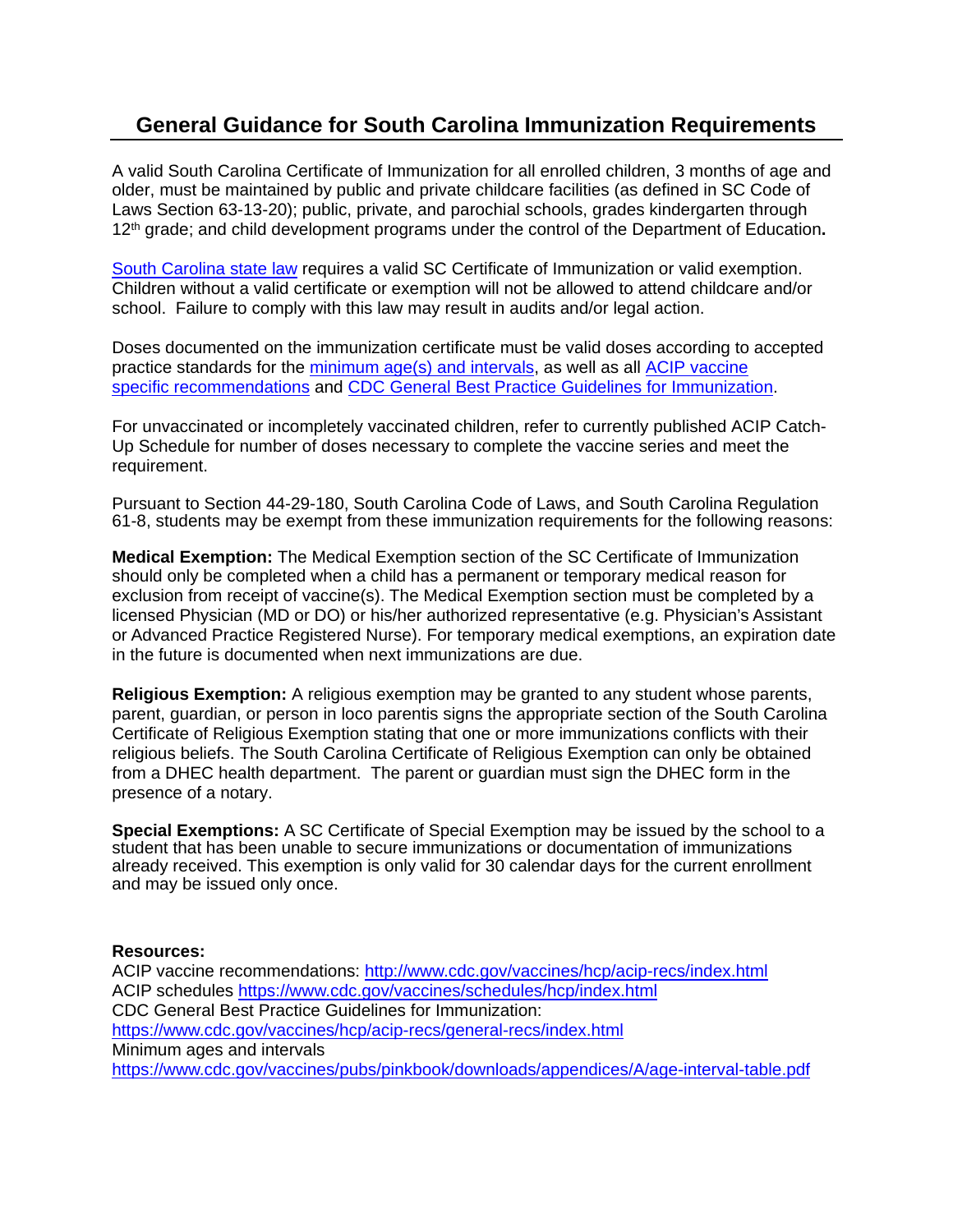# General Guidance for South Carolina Immunization Requirements

A valid South Carolina Certificate of Immunization for all enrolled children, 3 months of age and older, must be maintained by public and private childcare facilities (as defined in SC Code of Laws Section 63-13-20); public, private, and parochial schools, grades kindergarten through 12th grade; and child development programs under the control of the Department of Education**.**

South Carolina state law requires a valid SC Certificate of Immunization or valid exemption. Children without a valid certificate or exemption will not be allowed to attend childcare and/or school. Failure to comply with this law may result in audits and/or legal action.

Doses documented on the immunization certificate must be valid doses according to accepted practice standards for the minimum age(s) and intervals, as well as all ACIP vaccine specific recommendations and CDC General Best Practice Guidelines for Immunization.

For unvaccinated or incompletely vaccinated children, refer to currently published ACIP Catch-Up Schedule for number of doses necessary to complete the vaccine series and meet the requirement.

Pursuant to Section 44-29-180, South Carolina Code of Laws, and South Carolina Regulation 61-8, students may be exempt from these immunization requirements for the following reasons:

**Medical Exemption:** The Medical Exemption section of the SC Certificate of Immunization should only be completed when a child has a permanent or temporary medical reason for exclusion from receipt of vaccine(s). The Medical Exemption section must be completed by a licensed Physician (MD or DO) or his/her authorized representative (e.g. Physician's Assistant or Advanced Practice Registered Nurse). For temporary medical exemptions, an expiration date in the future is documented when next immunizations are due.

**Religious Exemption:** A religious exemption may be granted to any student whose parents, parent, guardian, or person in loco parentis signs the appropriate section of the South Carolina Certificate of Religious Exemption stating that one or more immunizations conflicts with their religious beliefs. The South Carolina Certificate of Religious Exemption can only be obtained from a DHEC health department. The parent or guardian must sign the DHEC form in the presence of a notary.

**Special Exemptions:** A SC Certificate of Special Exemption may be issued by the school to a student that has been unable to secure immunizations or documentation of immunizations already received. This exemption is only valid for 30 calendar days for the current enrollment and may be issued only once.

**Resources:**
ACIP vaccine recommendations: http://www.cdc.gov/vaccines/hcp/acip-recs/index.html
ACIP schedules https://www.cdc.gov/vaccines/schedules/hcp/index.html
CDC General Best Practice Guidelines for Immunization:
https://www.cdc.gov/vaccines/hcp/acip-recs/general-recs/index.html
Minimum ages and intervals
https://www.cdc.gov/vaccines/pubs/pinkbook/downloads/appendices/A/age-interval-table.pdf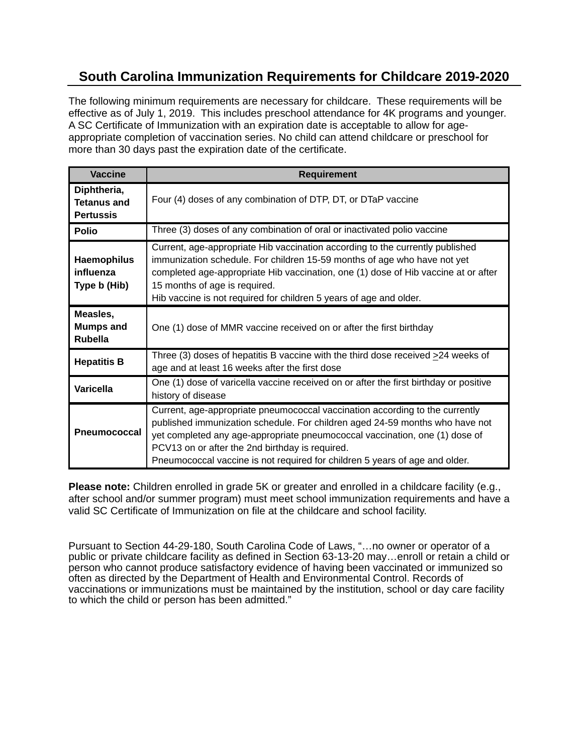# South Carolina Immunization Requirements for Childcare 2019-2020

The following minimum requirements are necessary for childcare. These requirements will be effective as of July 1, 2019. This includes preschool attendance for 4K programs and younger. A SC Certificate of Immunization with an expiration date is acceptable to allow for age-appropriate completion of vaccination series. No child can attend childcare or preschool for more than 30 days past the expiration date of the certificate.

| Vaccine | Requirement |
| --- | --- |
| **Diphtheria, Tetanus and Pertussis** | Four (4) doses of any combination of DTP, DT, or DTaP vaccine |
| **Polio** | Three (3) doses of any combination of oral or inactivated polio vaccine |
| **Haemophilus influenza Type b (Hib)** | Current, age-appropriate Hib vaccination according to the currently published immunization schedule. For children 15-59 months of age who have not yet completed age-appropriate Hib vaccination, one (1) dose of Hib vaccine at or after 15 months of age is required.<br>Hib vaccine is not required for children 5 years of age and older. |
| **Measles, Mumps and Rubella** | One (1) dose of MMR vaccine received on or after the first birthday |
| **Hepatitis B** | Three (3) doses of hepatitis B vaccine with the third dose received ≥24 weeks of age and at least 16 weeks after the first dose |
| **Varicella** | One (1) dose of varicella vaccine received on or after the first birthday or positive history of disease |
| **Pneumococcal** | Current, age-appropriate pneumococcal vaccination according to the currently published immunization schedule. For children aged 24-59 months who have not yet completed any age-appropriate pneumococcal vaccination, one (1) dose of PCV13 on or after the 2nd birthday is required.<br>Pneumococcal vaccine is not required for children 5 years of age and older. |

**Please note:** Children enrolled in grade 5K or greater and enrolled in a childcare facility (e.g., after school and/or summer program) must meet school immunization requirements and have a valid SC Certificate of Immunization on file at the childcare and school facility.

Pursuant to Section 44-29-180, South Carolina Code of Laws, "…no owner or operator of a public or private childcare facility as defined in Section 63-13-20 may…enroll or retain a child or person who cannot produce satisfactory evidence of having been vaccinated or immunized so often as directed by the Department of Health and Environmental Control. Records of vaccinations or immunizations must be maintained by the institution, school or day care facility to which the child or person has been admitted."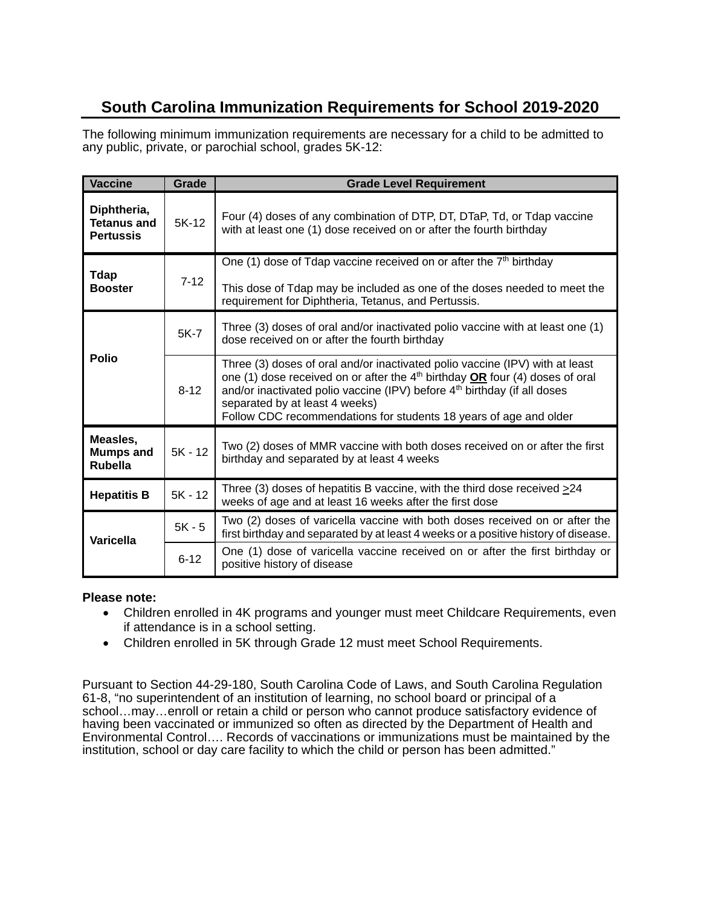# South Carolina Immunization Requirements for School 2019-2020

The following minimum immunization requirements are necessary for a child to be admitted to any public, private, or parochial school, grades 5K-12:

| Vaccine | Grade | Grade Level Requirement |
|---|---|---|
| **Diphtheria, Tetanus and Pertussis** | 5K-12 | Four (4) doses of any combination of DTP, DT, DTaP, Td, or Tdap vaccine with at least one (1) dose received on or after the fourth birthday |
| **Tdap Booster** | 7-12 | One (1) dose of Tdap vaccine received on or after the 7th birthday<br><br>This dose of Tdap may be included as one of the doses needed to meet the requirement for Diphtheria, Tetanus, and Pertussis. |
| **Polio** | 5K-7 | Three (3) doses of oral and/or inactivated polio vaccine with at least one (1) dose received on or after the fourth birthday |
| | 8-12 | Three (3) doses of oral and/or inactivated polio vaccine (IPV) with at least one (1) dose received on or after the 4th birthday **OR** four (4) doses of oral and/or inactivated polio vaccine (IPV) before 4th birthday (if all doses separated by at least 4 weeks)<br>Follow CDC recommendations for students 18 years of age and older |
| **Measles, Mumps and Rubella** | 5K - 12 | Two (2) doses of MMR vaccine with both doses received on or after the first birthday and separated by at least 4 weeks |
| **Hepatitis B** | 5K - 12 | Three (3) doses of hepatitis B vaccine, with the third dose received ≥24 weeks of age and at least 16 weeks after the first dose |
| **Varicella** | 5K - 5 | Two (2) doses of varicella vaccine with both doses received on or after the first birthday and separated by at least 4 weeks or a positive history of disease. |
| | 6-12 | One (1) dose of varicella vaccine received on or after the first birthday or positive history of disease |

**Please note:**

- Children enrolled in 4K programs and younger must meet Childcare Requirements, even if attendance is in a school setting.
- Children enrolled in 5K through Grade 12 must meet School Requirements.

Pursuant to Section 44-29-180, South Carolina Code of Laws, and South Carolina Regulation 61-8, "no superintendent of an institution of learning, no school board or principal of a school…may…enroll or retain a child or person who cannot produce satisfactory evidence of having been vaccinated or immunized so often as directed by the Department of Health and Environmental Control…. Records of vaccinations or immunizations must be maintained by the institution, school or day care facility to which the child or person has been admitted."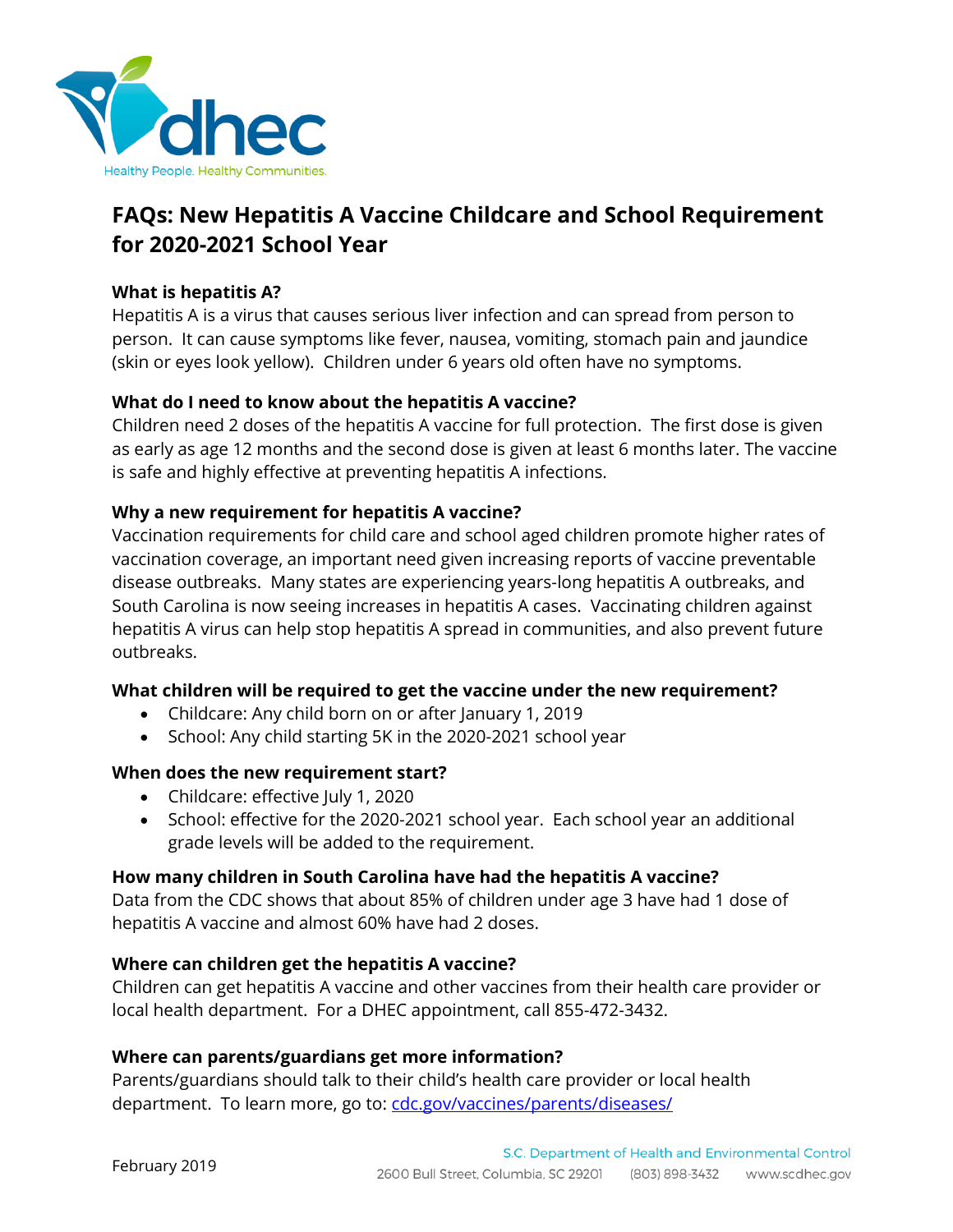# FAQs: New Hepatitis A Vaccine Childcare and School Requirement for 2020-2021 School Year

**What is hepatitis A?**

Hepatitis A is a virus that causes serious liver infection and can spread from person to person. It can cause symptoms like fever, nausea, vomiting, stomach pain and jaundice (skin or eyes look yellow). Children under 6 years old often have no symptoms.

**What do I need to know about the hepatitis A vaccine?**

Children need 2 doses of the hepatitis A vaccine for full protection. The first dose is given as early as age 12 months and the second dose is given at least 6 months later. The vaccine is safe and highly effective at preventing hepatitis A infections.

**Why a new requirement for hepatitis A vaccine?**

Vaccination requirements for child care and school aged children promote higher rates of vaccination coverage, an important need given increasing reports of vaccine preventable disease outbreaks. Many states are experiencing years-long hepatitis A outbreaks, and South Carolina is now seeing increases in hepatitis A cases. Vaccinating children against hepatitis A virus can help stop hepatitis A spread in communities, and also prevent future outbreaks.

**What children will be required to get the vaccine under the new requirement?**

- Childcare: Any child born on or after January 1, 2019
- School: Any child starting 5K in the 2020-2021 school year

**When does the new requirement start?**

- Childcare: effective July 1, 2020
- School: effective for the 2020-2021 school year. Each school year an additional grade levels will be added to the requirement.

**How many children in South Carolina have had the hepatitis A vaccine?**

Data from the CDC shows that about 85% of children under age 3 have had 1 dose of hepatitis A vaccine and almost 60% have had 2 doses.

**Where can children get the hepatitis A vaccine?**

Children can get hepatitis A vaccine and other vaccines from their health care provider or local health department. For a DHEC appointment, call 855-472-3432.

**Where can parents/guardians get more information?**

Parents/guardians should talk to their child's health care provider or local health department. To learn more, go to: [cdc.gov/vaccines/parents/diseases/](cdc.gov/vaccines/parents/diseases/)

February 2019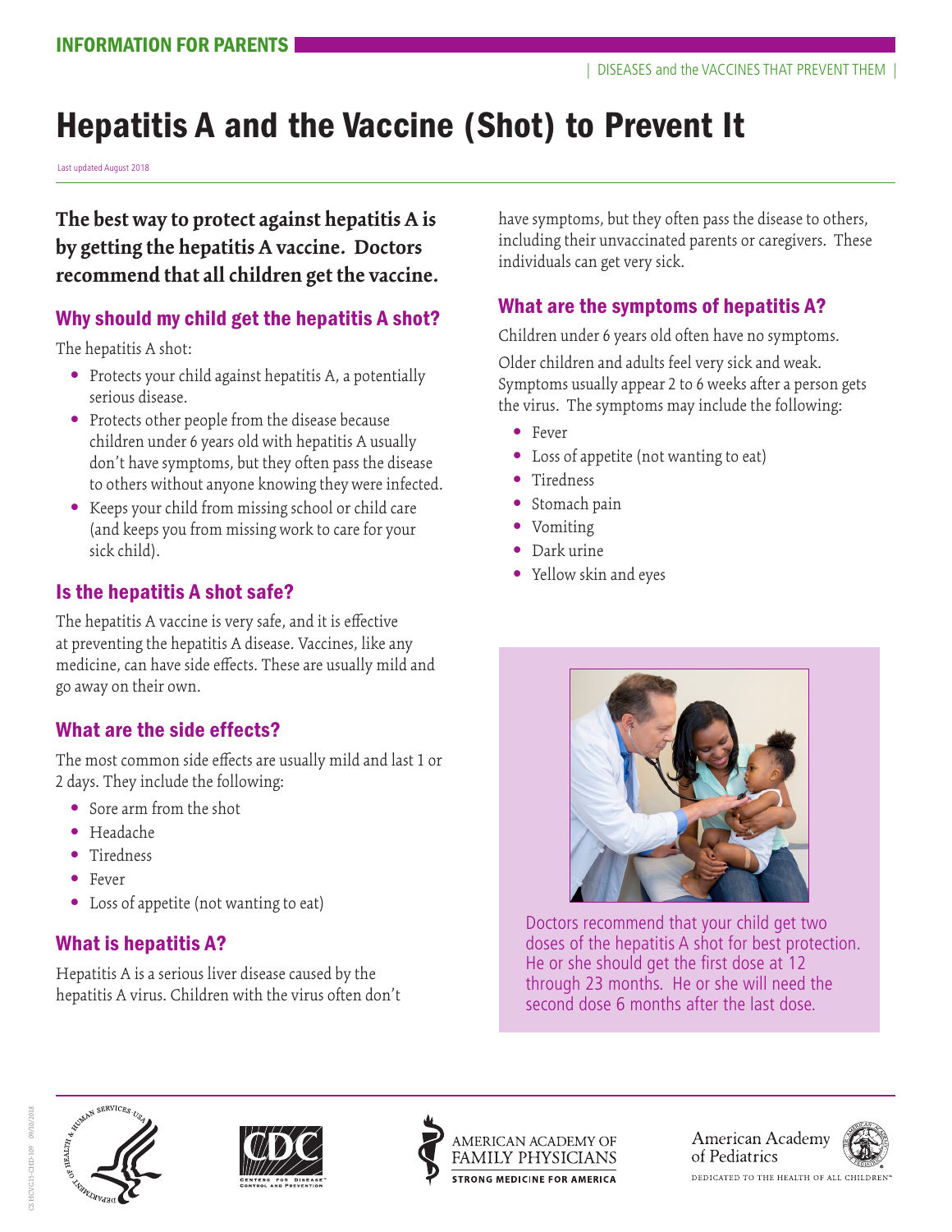INFORMATION FOR PARENTS

| DISEASES and the VACCINES THAT PREVENT THEM |

# Hepatitis A and the Vaccine (Shot) to Prevent It

Last updated August 2018

**The best way to protect against hepatitis A is by getting the hepatitis A vaccine. Doctors recommend that all children get the vaccine.**

## Why should my child get the hepatitis A shot?

The hepatitis A shot:

- Protects your child against hepatitis A, a potentially serious disease.
- Protects other people from the disease because children under 6 years old with hepatitis A usually don't have symptoms, but they often pass the disease to others without anyone knowing they were infected.
- Keeps your child from missing school or child care (and keeps you from missing work to care for your sick child).

## Is the hepatitis A shot safe?

The hepatitis A vaccine is very safe, and it is effective at preventing the hepatitis A disease. Vaccines, like any medicine, can have side effects. These are usually mild and go away on their own.

## What are the side effects?

The most common side effects are usually mild and last 1 or 2 days. They include the following:

- Sore arm from the shot
- Headache
- Tiredness
- Fever
- Loss of appetite (not wanting to eat)

## What is hepatitis A?

Hepatitis A is a serious liver disease caused by the hepatitis A virus. Children with the virus often don't have symptoms, but they often pass the disease to others, including their unvaccinated parents or caregivers. These individuals can get very sick.

## What are the symptoms of hepatitis A?

Children under 6 years old often have no symptoms.

Older children and adults feel very sick and weak. Symptoms usually appear 2 to 6 weeks after a person gets the virus. The symptoms may include the following:

- Fever
- Loss of appetite (not wanting to eat)
- Tiredness
- Stomach pain
- Vomiting
- Dark urine
- Yellow skin and eyes

Doctors recommend that your child get two doses of the hepatitis A shot for best protection. He or she should get the first dose at 12 through 23 months. He or she will need the second dose 6 months after the last dose.

AMERICAN ACADEMY OF FAMILY PHYSICIANS — STRONG MEDICINE FOR AMERICA

American Academy of Pediatrics — DEDICATED TO THE HEALTH OF ALL CHILDREN™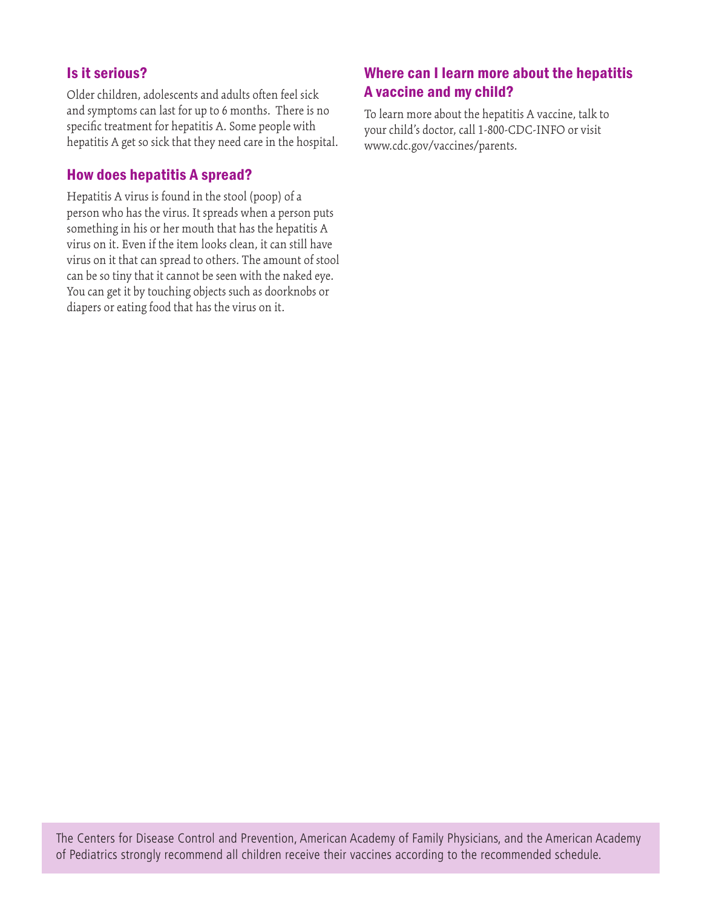## Is it serious?

Older children, adolescents and adults often feel sick and symptoms can last for up to 6 months. There is no specific treatment for hepatitis A. Some people with hepatitis A get so sick that they need care in the hospital.

## How does hepatitis A spread?

Hepatitis A virus is found in the stool (poop) of a person who has the virus. It spreads when a person puts something in his or her mouth that has the hepatitis A virus on it. Even if the item looks clean, it can still have virus on it that can spread to others. The amount of stool can be so tiny that it cannot be seen with the naked eye. You can get it by touching objects such as doorknobs or diapers or eating food that has the virus on it.

## Where can I learn more about the hepatitis A vaccine and my child?

To learn more about the hepatitis A vaccine, talk to your child's doctor, call 1-800-CDC-INFO or visit www.cdc.gov/vaccines/parents.

The Centers for Disease Control and Prevention, American Academy of Family Physicians, and the American Academy of Pediatrics strongly recommend all children receive their vaccines according to the recommended schedule.